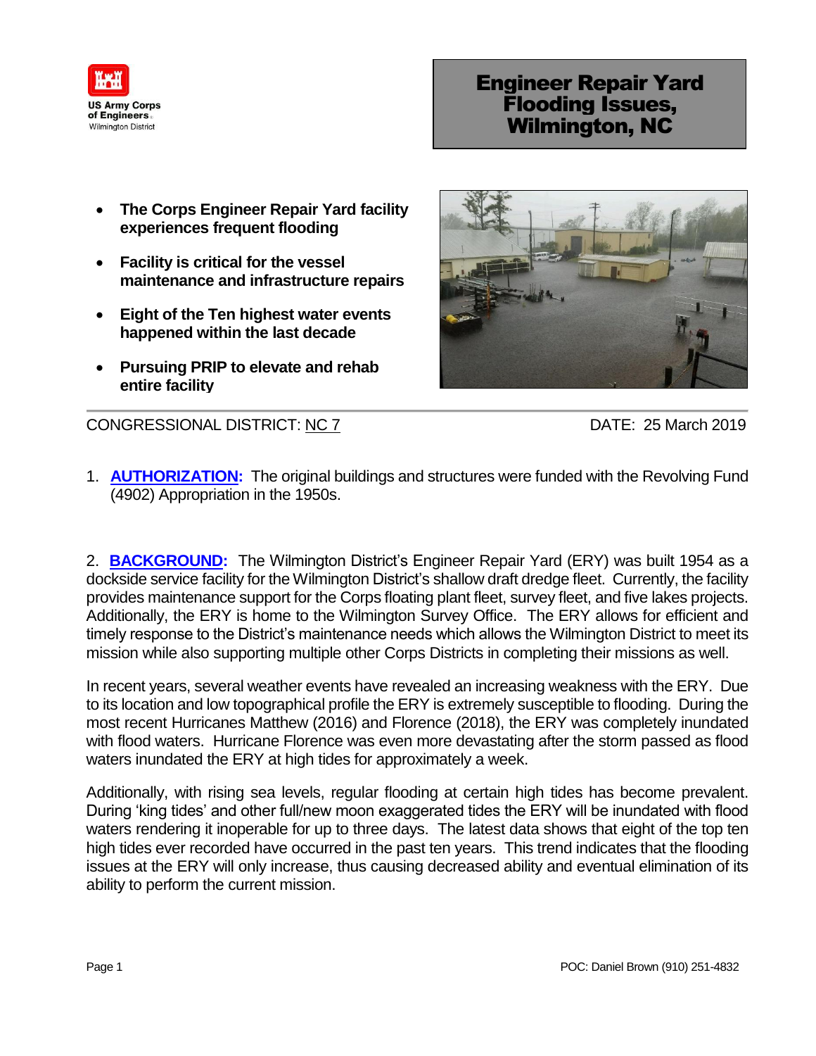US Army Corps of Engineers
Wilmington District

# Engineer Repair Yard Flooding Issues, Wilmington, NC

- **The Corps Engineer Repair Yard facility experiences frequent flooding**
- **Facility is critical for the vessel maintenance and infrastructure repairs**
- **Eight of the Ten highest water events happened within the last decade**
- **Pursuing PRIP to elevate and rehab entire facility**

CONGRESSIONAL DISTRICT: NC 7 DATE: 25 March 2019

1. **AUTHORIZATION:** The original buildings and structures were funded with the Revolving Fund (4902) Appropriation in the 1950s.

2. **BACKGROUND:** The Wilmington District's Engineer Repair Yard (ERY) was built 1954 as a dockside service facility for the Wilmington District's shallow draft dredge fleet. Currently, the facility provides maintenance support for the Corps floating plant fleet, survey fleet, and five lakes projects. Additionally, the ERY is home to the Wilmington Survey Office. The ERY allows for efficient and timely response to the District's maintenance needs which allows the Wilmington District to meet its mission while also supporting multiple other Corps Districts in completing their missions as well.

In recent years, several weather events have revealed an increasing weakness with the ERY. Due to its location and low topographical profile the ERY is extremely susceptible to flooding. During the most recent Hurricanes Matthew (2016) and Florence (2018), the ERY was completely inundated with flood waters. Hurricane Florence was even more devastating after the storm passed as flood waters inundated the ERY at high tides for approximately a week.

Additionally, with rising sea levels, regular flooding at certain high tides has become prevalent. During 'king tides' and other full/new moon exaggerated tides the ERY will be inundated with flood waters rendering it inoperable for up to three days. The latest data shows that eight of the top ten high tides ever recorded have occurred in the past ten years. This trend indicates that the flooding issues at the ERY will only increase, thus causing decreased ability and eventual elimination of its ability to perform the current mission.

POC: Daniel Brown (910) 251-4832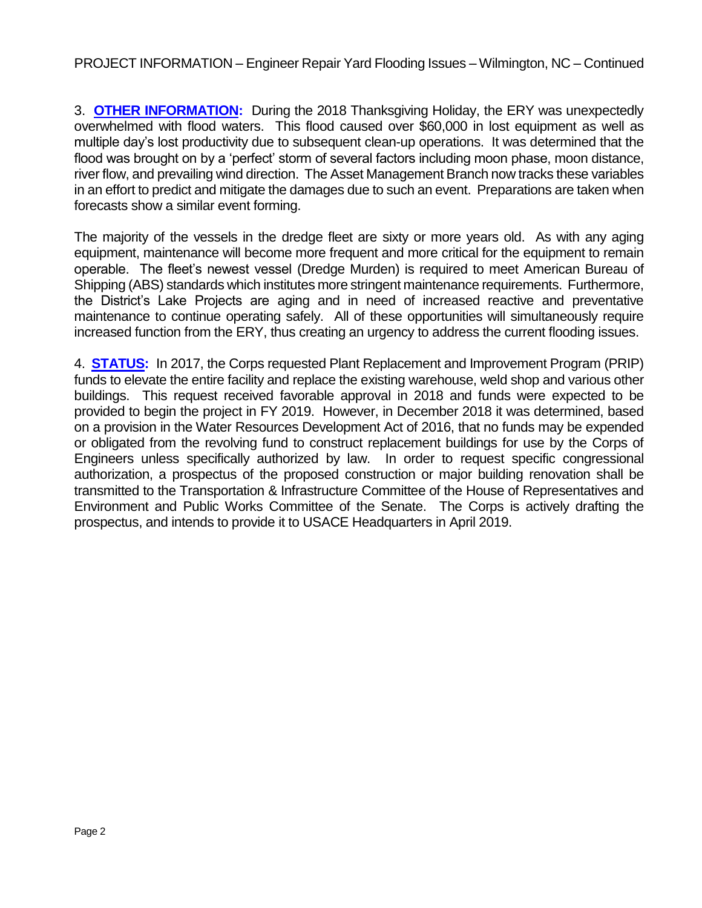3. **OTHER INFORMATION:** During the 2018 Thanksgiving Holiday, the ERY was unexpectedly overwhelmed with flood waters. This flood caused over $60,000 in lost equipment as well as multiple day's lost productivity due to subsequent clean-up operations. It was determined that the flood was brought on by a 'perfect' storm of several factors including moon phase, moon distance, river flow, and prevailing wind direction. The Asset Management Branch now tracks these variables in an effort to predict and mitigate the damages due to such an event. Preparations are taken when forecasts show a similar event forming.

The majority of the vessels in the dredge fleet are sixty or more years old. As with any aging equipment, maintenance will become more frequent and more critical for the equipment to remain operable. The fleet's newest vessel (Dredge Murden) is required to meet American Bureau of Shipping (ABS) standards which institutes more stringent maintenance requirements. Furthermore, the District's Lake Projects are aging and in need of increased reactive and preventative maintenance to continue operating safely. All of these opportunities will simultaneously require increased function from the ERY, thus creating an urgency to address the current flooding issues.

4. **STATUS:** In 2017, the Corps requested Plant Replacement and Improvement Program (PRIP) funds to elevate the entire facility and replace the existing warehouse, weld shop and various other buildings. This request received favorable approval in 2018 and funds were expected to be provided to begin the project in FY 2019. However, in December 2018 it was determined, based on a provision in the Water Resources Development Act of 2016, that no funds may be expended or obligated from the revolving fund to construct replacement buildings for use by the Corps of Engineers unless specifically authorized by law. In order to request specific congressional authorization, a prospectus of the proposed construction or major building renovation shall be transmitted to the Transportation & Infrastructure Committee of the House of Representatives and Environment and Public Works Committee of the Senate. The Corps is actively drafting the prospectus, and intends to provide it to USACE Headquarters in April 2019.